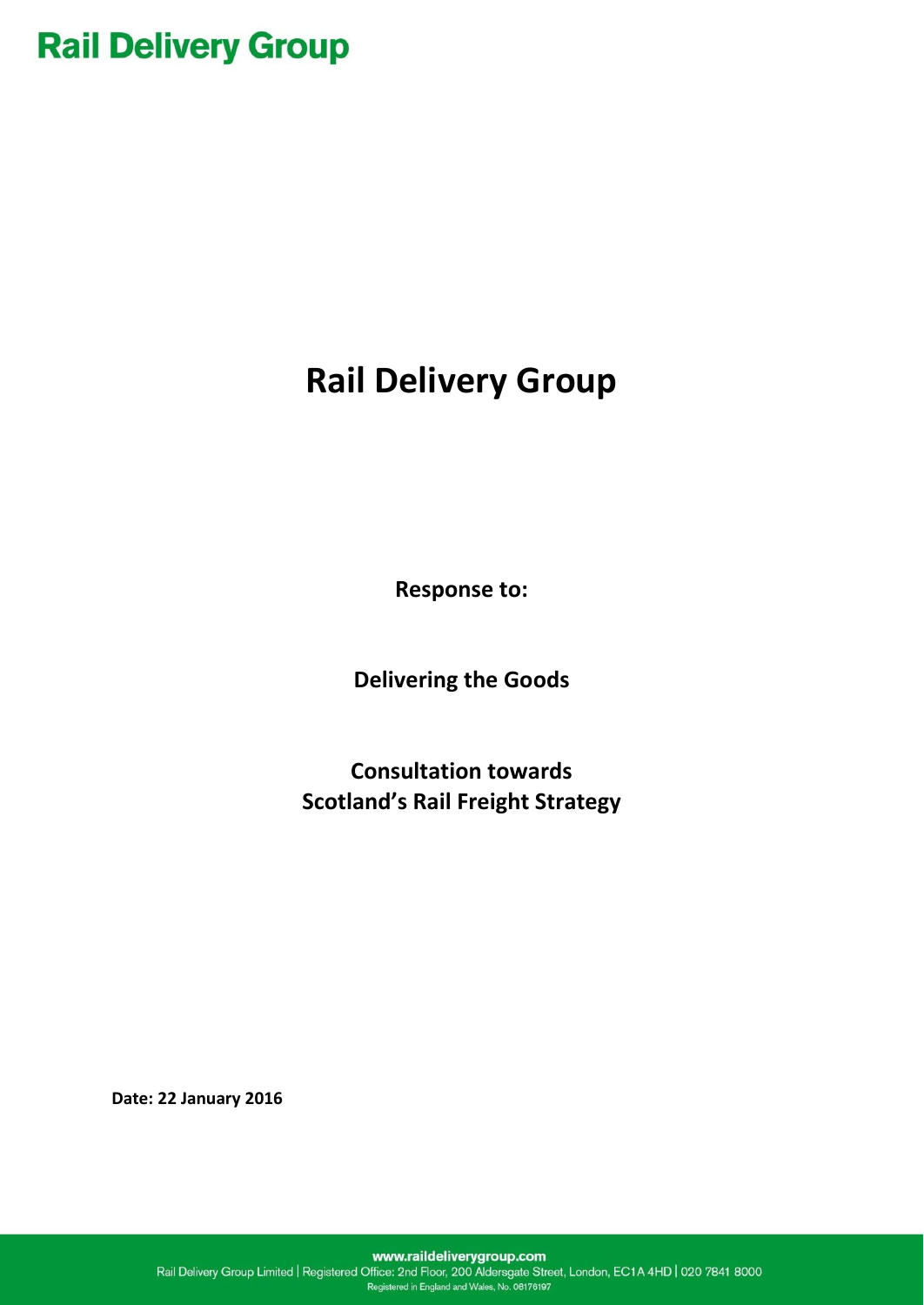Rail Delivery Group

# Rail Delivery Group

**Response to:**

**Delivering the Goods**

**Consultation towards Scotland's Rail Freight Strategy**

**Date: 22 January 2016**

www.raildeliverygroup.com
Rail Delivery Group Limited | Registered Office: 2nd Floor, 200 Aldersgate Street, London, EC1A 4HD | 020 7841 8000
Registered in England and Wales, No. 08176197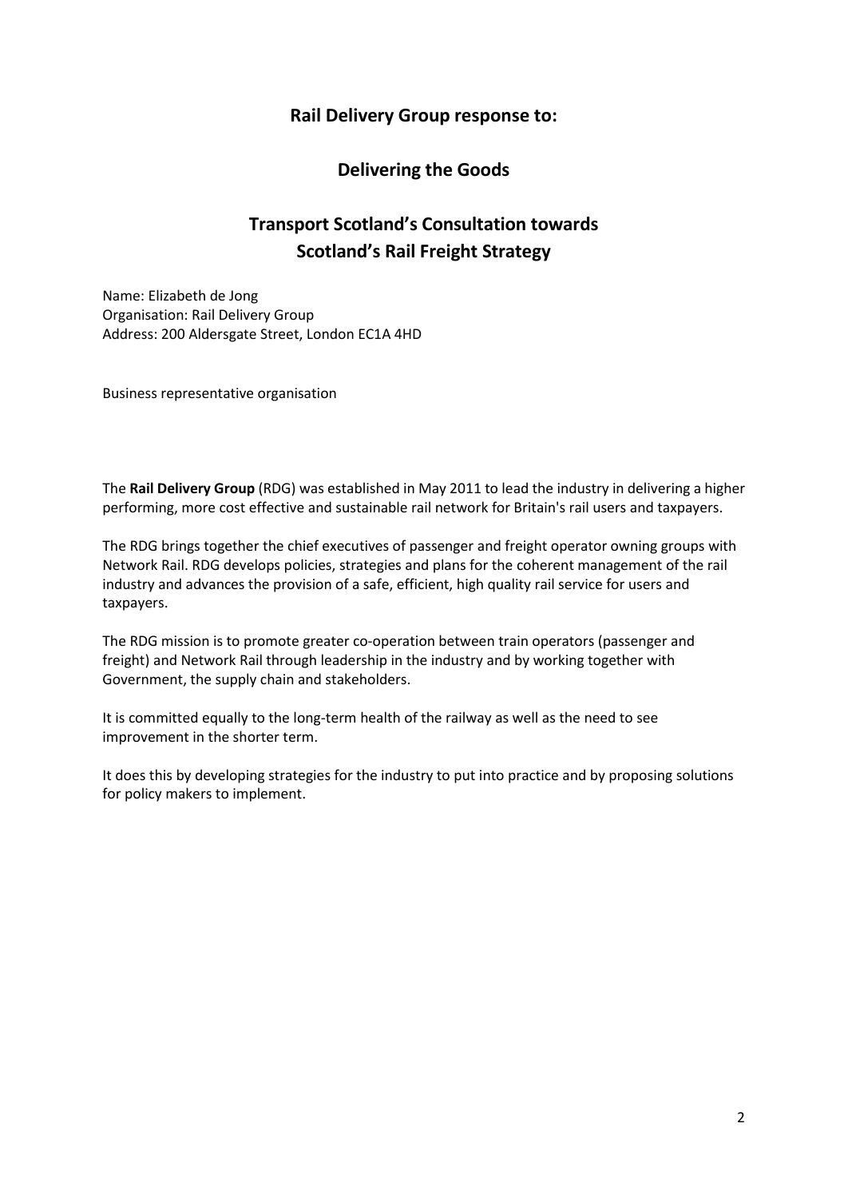## Rail Delivery Group response to:

## Delivering the Goods

## Transport Scotland's Consultation towards Scotland's Rail Freight Strategy

Name: Elizabeth de Jong
Organisation: Rail Delivery Group
Address: 200 Aldersgate Street, London EC1A 4HD

Business representative organisation

The **Rail Delivery Group** (RDG) was established in May 2011 to lead the industry in delivering a higher performing, more cost effective and sustainable rail network for Britain's rail users and taxpayers.

The RDG brings together the chief executives of passenger and freight operator owning groups with Network Rail. RDG develops policies, strategies and plans for the coherent management of the rail industry and advances the provision of a safe, efficient, high quality rail service for users and taxpayers.

The RDG mission is to promote greater co-operation between train operators (passenger and freight) and Network Rail through leadership in the industry and by working together with Government, the supply chain and stakeholders.

It is committed equally to the long-term health of the railway as well as the need to see improvement in the shorter term.

It does this by developing strategies for the industry to put into practice and by proposing solutions for policy makers to implement.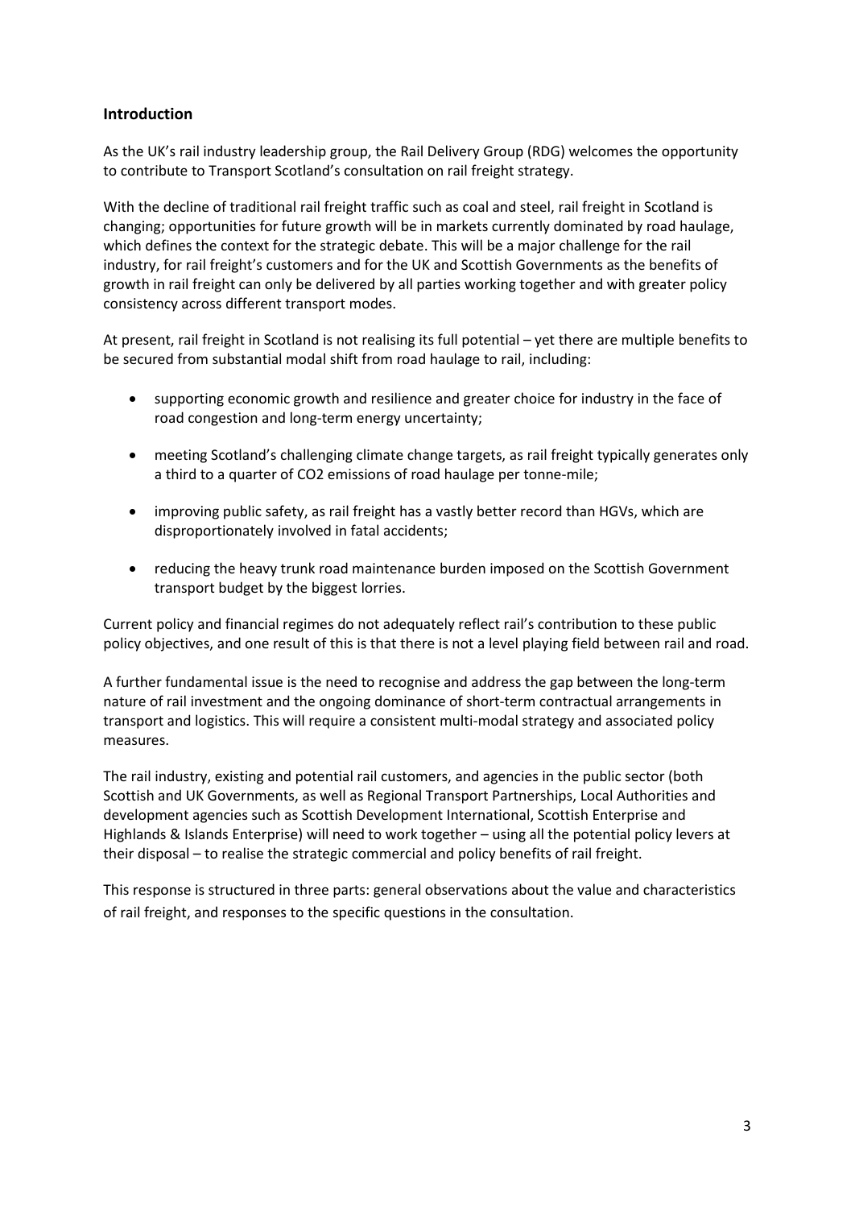## Introduction

As the UK's rail industry leadership group, the Rail Delivery Group (RDG) welcomes the opportunity to contribute to Transport Scotland's consultation on rail freight strategy.

With the decline of traditional rail freight traffic such as coal and steel, rail freight in Scotland is changing; opportunities for future growth will be in markets currently dominated by road haulage, which defines the context for the strategic debate. This will be a major challenge for the rail industry, for rail freight's customers and for the UK and Scottish Governments as the benefits of growth in rail freight can only be delivered by all parties working together and with greater policy consistency across different transport modes.

At present, rail freight in Scotland is not realising its full potential – yet there are multiple benefits to be secured from substantial modal shift from road haulage to rail, including:

- supporting economic growth and resilience and greater choice for industry in the face of road congestion and long-term energy uncertainty;
- meeting Scotland's challenging climate change targets, as rail freight typically generates only a third to a quarter of $CO_2$ emissions of road haulage per tonne-mile;
- improving public safety, as rail freight has a vastly better record than HGVs, which are disproportionately involved in fatal accidents;
- reducing the heavy trunk road maintenance burden imposed on the Scottish Government transport budget by the biggest lorries.

Current policy and financial regimes do not adequately reflect rail's contribution to these public policy objectives, and one result of this is that there is not a level playing field between rail and road.

A further fundamental issue is the need to recognise and address the gap between the long-term nature of rail investment and the ongoing dominance of short-term contractual arrangements in transport and logistics. This will require a consistent multi-modal strategy and associated policy measures.

The rail industry, existing and potential rail customers, and agencies in the public sector (both Scottish and UK Governments, as well as Regional Transport Partnerships, Local Authorities and development agencies such as Scottish Development International, Scottish Enterprise and Highlands & Islands Enterprise) will need to work together – using all the potential policy levers at their disposal – to realise the strategic commercial and policy benefits of rail freight.

This response is structured in three parts: general observations about the value and characteristics of rail freight, and responses to the specific questions in the consultation.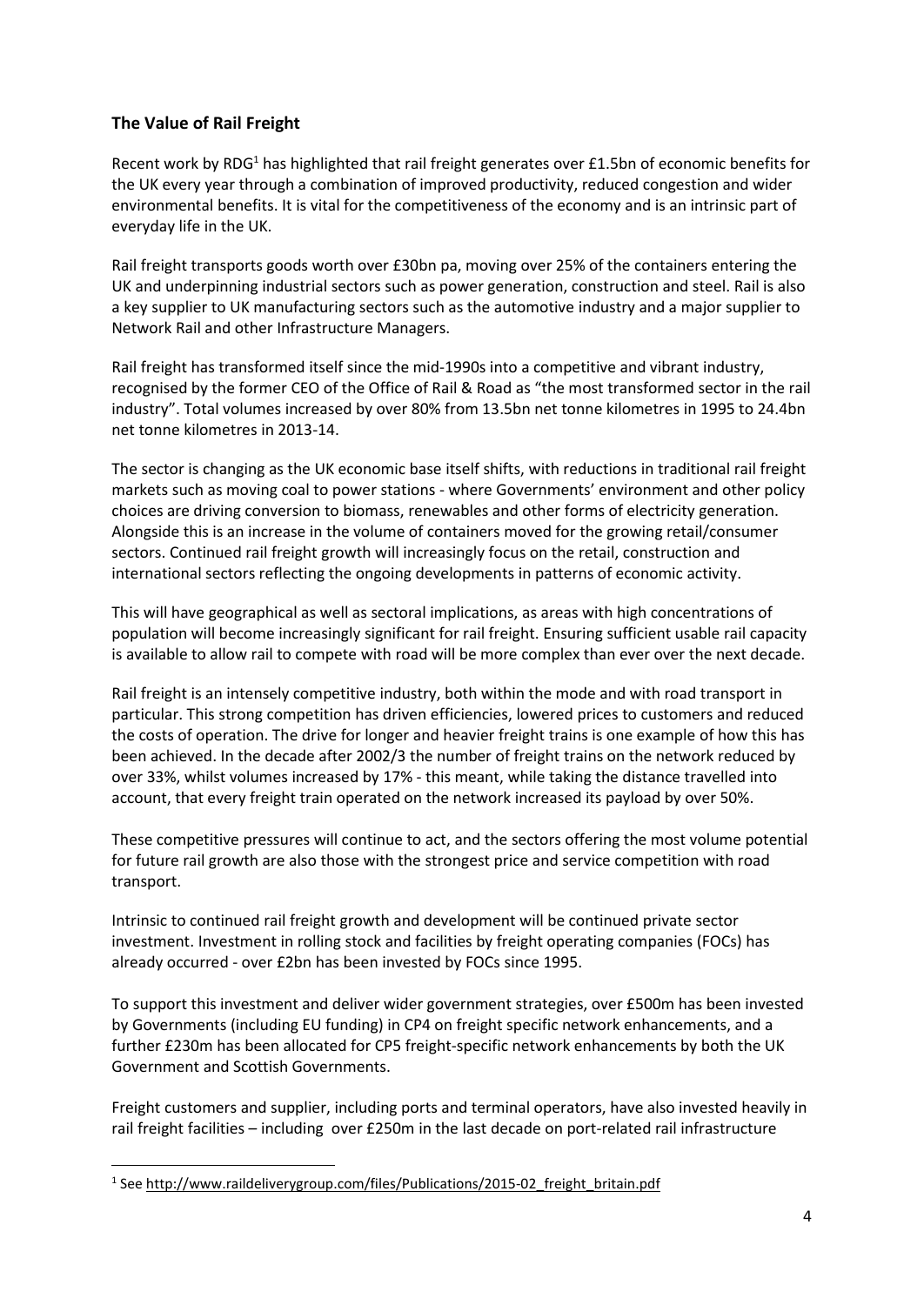## The Value of Rail Freight

Recent work by RDG[1] has highlighted that rail freight generates over £1.5bn of economic benefits for the UK every year through a combination of improved productivity, reduced congestion and wider environmental benefits. It is vital for the competitiveness of the economy and is an intrinsic part of everyday life in the UK.

Rail freight transports goods worth over £30bn pa, moving over 25% of the containers entering the UK and underpinning industrial sectors such as power generation, construction and steel. Rail is also a key supplier to UK manufacturing sectors such as the automotive industry and a major supplier to Network Rail and other Infrastructure Managers.

Rail freight has transformed itself since the mid-1990s into a competitive and vibrant industry, recognised by the former CEO of the Office of Rail & Road as "the most transformed sector in the rail industry". Total volumes increased by over 80% from 13.5bn net tonne kilometres in 1995 to 24.4bn net tonne kilometres in 2013-14.

The sector is changing as the UK economic base itself shifts, with reductions in traditional rail freight markets such as moving coal to power stations - where Governments' environment and other policy choices are driving conversion to biomass, renewables and other forms of electricity generation. Alongside this is an increase in the volume of containers moved for the growing retail/consumer sectors. Continued rail freight growth will increasingly focus on the retail, construction and international sectors reflecting the ongoing developments in patterns of economic activity.

This will have geographical as well as sectoral implications, as areas with high concentrations of population will become increasingly significant for rail freight. Ensuring sufficient usable rail capacity is available to allow rail to compete with road will be more complex than ever over the next decade.

Rail freight is an intensely competitive industry, both within the mode and with road transport in particular. This strong competition has driven efficiencies, lowered prices to customers and reduced the costs of operation. The drive for longer and heavier freight trains is one example of how this has been achieved. In the decade after 2002/3 the number of freight trains on the network reduced by over 33%, whilst volumes increased by 17% - this meant, while taking the distance travelled into account, that every freight train operated on the network increased its payload by over 50%.

These competitive pressures will continue to act, and the sectors offering the most volume potential for future rail growth are also those with the strongest price and service competition with road transport.

Intrinsic to continued rail freight growth and development will be continued private sector investment. Investment in rolling stock and facilities by freight operating companies (FOCs) has already occurred - over £2bn has been invested by FOCs since 1995.

To support this investment and deliver wider government strategies, over £500m has been invested by Governments (including EU funding) in CP4 on freight specific network enhancements, and a further £230m has been allocated for CP5 freight-specific network enhancements by both the UK Government and Scottish Governments.

Freight customers and supplier, including ports and terminal operators, have also invested heavily in rail freight facilities – including over £250m in the last decade on port-related rail infrastructure

[1] See http://www.raildeliverygroup.com/files/Publications/2015-02_freight_britain.pdf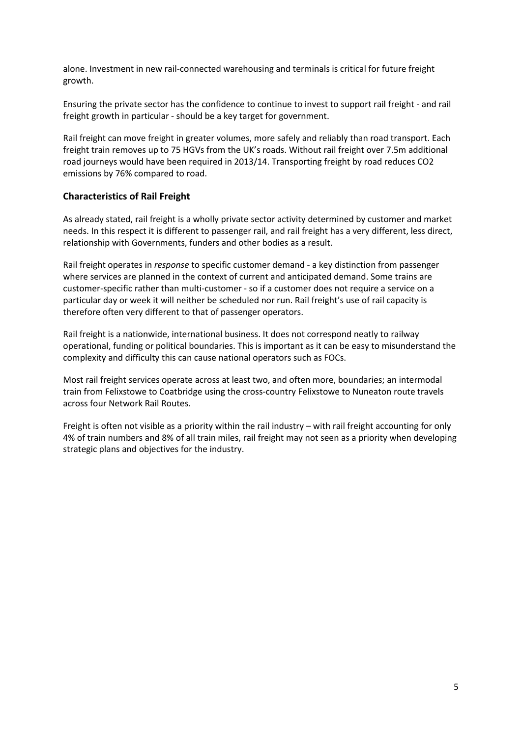alone. Investment in new rail-connected warehousing and terminals is critical for future freight growth.

Ensuring the private sector has the confidence to continue to invest to support rail freight - and rail freight growth in particular - should be a key target for government.

Rail freight can move freight in greater volumes, more safely and reliably than road transport. Each freight train removes up to 75 HGVs from the UK's roads. Without rail freight over 7.5m additional road journeys would have been required in 2013/14. Transporting freight by road reduces $CO_2$ emissions by 76% compared to road.

### Characteristics of Rail Freight

As already stated, rail freight is a wholly private sector activity determined by customer and market needs. In this respect it is different to passenger rail, and rail freight has a very different, less direct, relationship with Governments, funders and other bodies as a result.

Rail freight operates in *response* to specific customer demand - a key distinction from passenger where services are planned in the context of current and anticipated demand. Some trains are customer-specific rather than multi-customer - so if a customer does not require a service on a particular day or week it will neither be scheduled nor run. Rail freight's use of rail capacity is therefore often very different to that of passenger operators.

Rail freight is a nationwide, international business. It does not correspond neatly to railway operational, funding or political boundaries. This is important as it can be easy to misunderstand the complexity and difficulty this can cause national operators such as FOCs.

Most rail freight services operate across at least two, and often more, boundaries; an intermodal train from Felixstowe to Coatbridge using the cross-country Felixstowe to Nuneaton route travels across four Network Rail Routes.

Freight is often not visible as a priority within the rail industry – with rail freight accounting for only 4% of train numbers and 8% of all train miles, rail freight may not seen as a priority when developing strategic plans and objectives for the industry.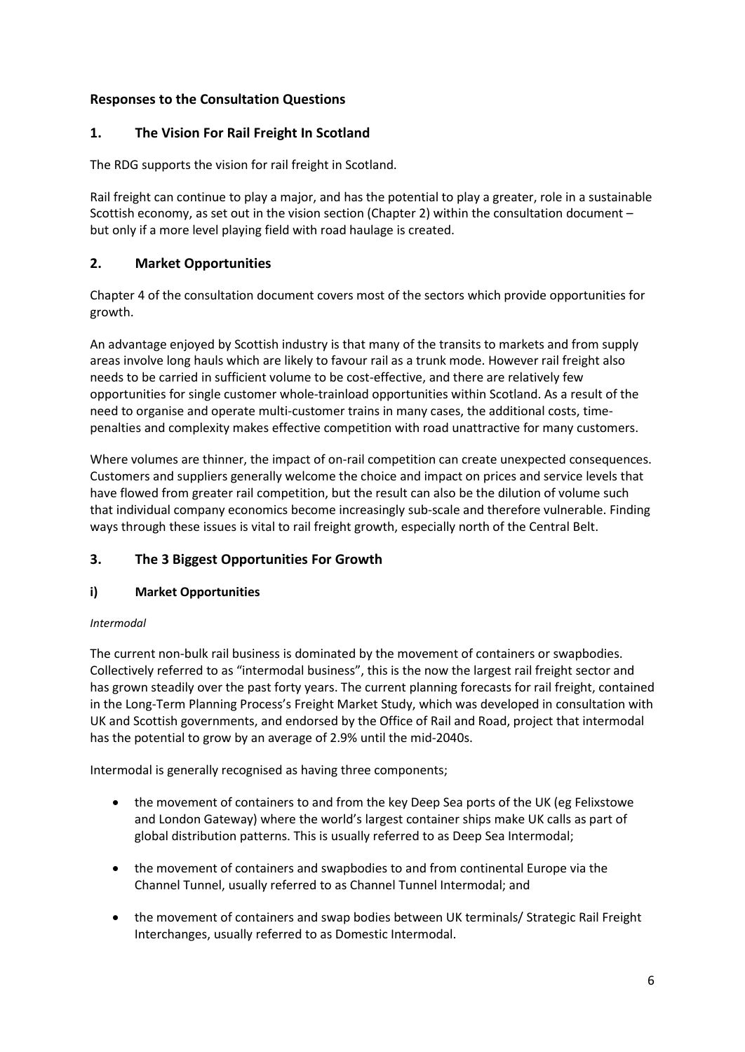## Responses to the Consultation Questions

## 1. The Vision For Rail Freight In Scotland

The RDG supports the vision for rail freight in Scotland.

Rail freight can continue to play a major, and has the potential to play a greater, role in a sustainable Scottish economy, as set out in the vision section (Chapter 2) within the consultation document – but only if a more level playing field with road haulage is created.

## 2. Market Opportunities

Chapter 4 of the consultation document covers most of the sectors which provide opportunities for growth.

An advantage enjoyed by Scottish industry is that many of the transits to markets and from supply areas involve long hauls which are likely to favour rail as a trunk mode. However rail freight also needs to be carried in sufficient volume to be cost-effective, and there are relatively few opportunities for single customer whole-trainload opportunities within Scotland. As a result of the need to organise and operate multi-customer trains in many cases, the additional costs, time-penalties and complexity makes effective competition with road unattractive for many customers.

Where volumes are thinner, the impact of on-rail competition can create unexpected consequences. Customers and suppliers generally welcome the choice and impact on prices and service levels that have flowed from greater rail competition, but the result can also be the dilution of volume such that individual company economics become increasingly sub-scale and therefore vulnerable. Finding ways through these issues is vital to rail freight growth, especially north of the Central Belt.

## 3. The 3 Biggest Opportunities For Growth

### i) Market Opportunities

*Intermodal*

The current non-bulk rail business is dominated by the movement of containers or swapbodies. Collectively referred to as "intermodal business", this is the now the largest rail freight sector and has grown steadily over the past forty years. The current planning forecasts for rail freight, contained in the Long-Term Planning Process's Freight Market Study, which was developed in consultation with UK and Scottish governments, and endorsed by the Office of Rail and Road, project that intermodal has the potential to grow by an average of 2.9% until the mid-2040s.

Intermodal is generally recognised as having three components;

- the movement of containers to and from the key Deep Sea ports of the UK (eg Felixstowe and London Gateway) where the world's largest container ships make UK calls as part of global distribution patterns. This is usually referred to as Deep Sea Intermodal;
- the movement of containers and swapbodies to and from continental Europe via the Channel Tunnel, usually referred to as Channel Tunnel Intermodal; and
- the movement of containers and swap bodies between UK terminals/ Strategic Rail Freight Interchanges, usually referred to as Domestic Intermodal.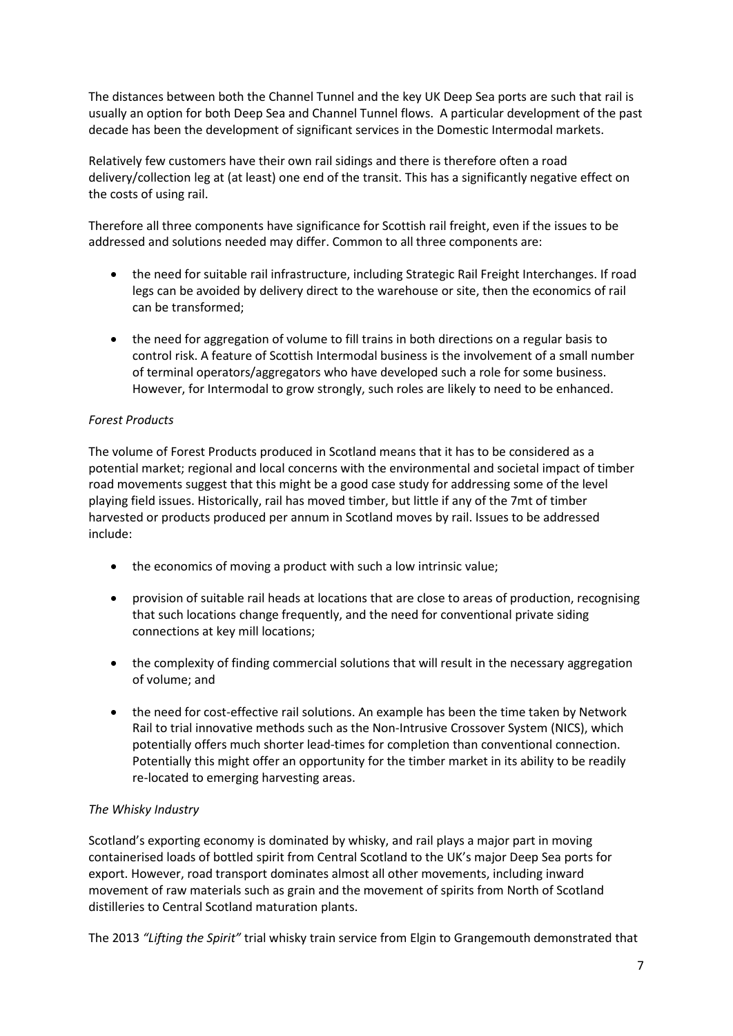The distances between both the Channel Tunnel and the key UK Deep Sea ports are such that rail is usually an option for both Deep Sea and Channel Tunnel flows. A particular development of the past decade has been the development of significant services in the Domestic Intermodal markets.

Relatively few customers have their own rail sidings and there is therefore often a road delivery/collection leg at (at least) one end of the transit. This has a significantly negative effect on the costs of using rail.

Therefore all three components have significance for Scottish rail freight, even if the issues to be addressed and solutions needed may differ. Common to all three components are:

- the need for suitable rail infrastructure, including Strategic Rail Freight Interchanges. If road legs can be avoided by delivery direct to the warehouse or site, then the economics of rail can be transformed;
- the need for aggregation of volume to fill trains in both directions on a regular basis to control risk. A feature of Scottish Intermodal business is the involvement of a small number of terminal operators/aggregators who have developed such a role for some business. However, for Intermodal to grow strongly, such roles are likely to need to be enhanced.

*Forest Products*

The volume of Forest Products produced in Scotland means that it has to be considered as a potential market; regional and local concerns with the environmental and societal impact of timber road movements suggest that this might be a good case study for addressing some of the level playing field issues. Historically, rail has moved timber, but little if any of the 7mt of timber harvested or products produced per annum in Scotland moves by rail. Issues to be addressed include:

- the economics of moving a product with such a low intrinsic value;
- provision of suitable rail heads at locations that are close to areas of production, recognising that such locations change frequently, and the need for conventional private siding connections at key mill locations;
- the complexity of finding commercial solutions that will result in the necessary aggregation of volume; and
- the need for cost-effective rail solutions. An example has been the time taken by Network Rail to trial innovative methods such as the Non-Intrusive Crossover System (NICS), which potentially offers much shorter lead-times for completion than conventional connection. Potentially this might offer an opportunity for the timber market in its ability to be readily re-located to emerging harvesting areas.

*The Whisky Industry*

Scotland's exporting economy is dominated by whisky, and rail plays a major part in moving containerised loads of bottled spirit from Central Scotland to the UK's major Deep Sea ports for export. However, road transport dominates almost all other movements, including inward movement of raw materials such as grain and the movement of spirits from North of Scotland distilleries to Central Scotland maturation plants.

The 2013 *"Lifting the Spirit"* trial whisky train service from Elgin to Grangemouth demonstrated that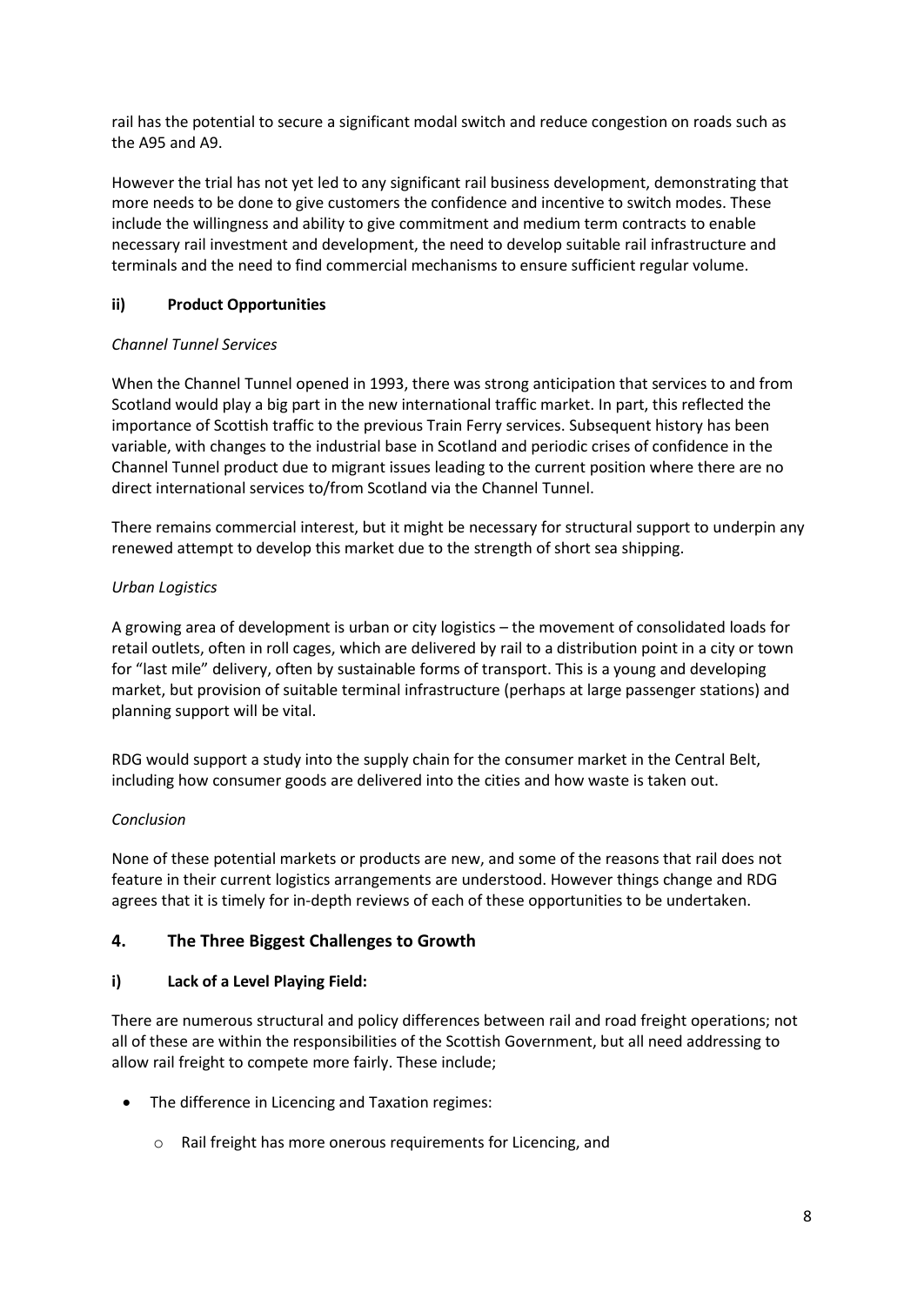rail has the potential to secure a significant modal switch and reduce congestion on roads such as the A95 and A9.

However the trial has not yet led to any significant rail business development, demonstrating that more needs to be done to give customers the confidence and incentive to switch modes. These include the willingness and ability to give commitment and medium term contracts to enable necessary rail investment and development, the need to develop suitable rail infrastructure and terminals and the need to find commercial mechanisms to ensure sufficient regular volume.

### ii) Product Opportunities

*Channel Tunnel Services*

When the Channel Tunnel opened in 1993, there was strong anticipation that services to and from Scotland would play a big part in the new international traffic market. In part, this reflected the importance of Scottish traffic to the previous Train Ferry services. Subsequent history has been variable, with changes to the industrial base in Scotland and periodic crises of confidence in the Channel Tunnel product due to migrant issues leading to the current position where there are no direct international services to/from Scotland via the Channel Tunnel.

There remains commercial interest, but it might be necessary for structural support to underpin any renewed attempt to develop this market due to the strength of short sea shipping.

*Urban Logistics*

A growing area of development is urban or city logistics – the movement of consolidated loads for retail outlets, often in roll cages, which are delivered by rail to a distribution point in a city or town for "last mile" delivery, often by sustainable forms of transport. This is a young and developing market, but provision of suitable terminal infrastructure (perhaps at large passenger stations) and planning support will be vital.

RDG would support a study into the supply chain for the consumer market in the Central Belt, including how consumer goods are delivered into the cities and how waste is taken out.

*Conclusion*

None of these potential markets or products are new, and some of the reasons that rail does not feature in their current logistics arrangements are understood. However things change and RDG agrees that it is timely for in-depth reviews of each of these opportunities to be undertaken.

## 4. The Three Biggest Challenges to Growth

### i) Lack of a Level Playing Field:

There are numerous structural and policy differences between rail and road freight operations; not all of these are within the responsibilities of the Scottish Government, but all need addressing to allow rail freight to compete more fairly. These include;

- The difference in Licencing and Taxation regimes:
  - Rail freight has more onerous requirements for Licencing, and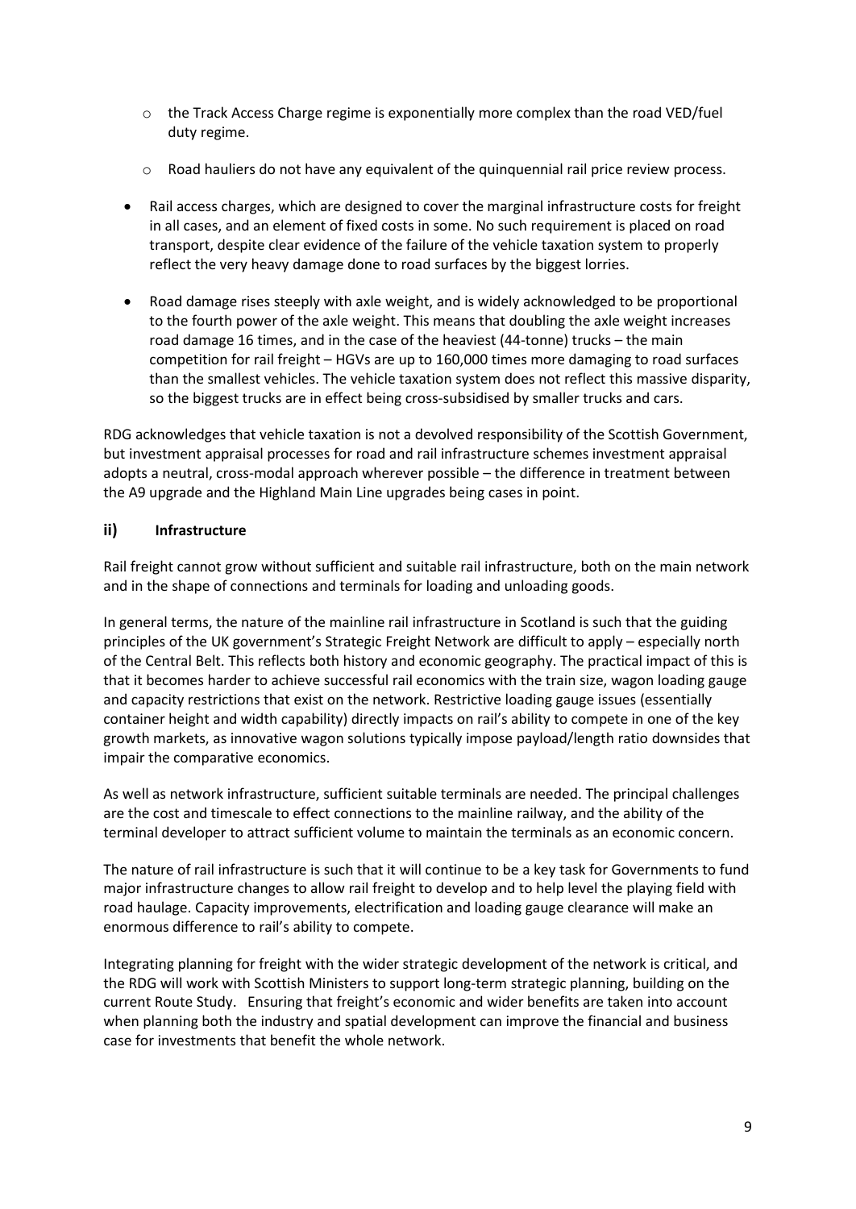- the Track Access Charge regime is exponentially more complex than the road VED/fuel duty regime.
    - Road hauliers do not have any equivalent of the quinquennial rail price review process.

- Rail access charges, which are designed to cover the marginal infrastructure costs for freight in all cases, and an element of fixed costs in some. No such requirement is placed on road transport, despite clear evidence of the failure of the vehicle taxation system to properly reflect the very heavy damage done to road surfaces by the biggest lorries.

- Road damage rises steeply with axle weight, and is widely acknowledged to be proportional to the fourth power of the axle weight. This means that doubling the axle weight increases road damage 16 times, and in the case of the heaviest (44-tonne) trucks – the main competition for rail freight – HGVs are up to 160,000 times more damaging to road surfaces than the smallest vehicles. The vehicle taxation system does not reflect this massive disparity, so the biggest trucks are in effect being cross-subsidised by smaller trucks and cars.

RDG acknowledges that vehicle taxation is not a devolved responsibility of the Scottish Government, but investment appraisal processes for road and rail infrastructure schemes investment appraisal adopts a neutral, cross-modal approach wherever possible – the difference in treatment between the A9 upgrade and the Highland Main Line upgrades being cases in point.

### ii) Infrastructure

Rail freight cannot grow without sufficient and suitable rail infrastructure, both on the main network and in the shape of connections and terminals for loading and unloading goods.

In general terms, the nature of the mainline rail infrastructure in Scotland is such that the guiding principles of the UK government's Strategic Freight Network are difficult to apply – especially north of the Central Belt. This reflects both history and economic geography. The practical impact of this is that it becomes harder to achieve successful rail economics with the train size, wagon loading gauge and capacity restrictions that exist on the network. Restrictive loading gauge issues (essentially container height and width capability) directly impacts on rail's ability to compete in one of the key growth markets, as innovative wagon solutions typically impose payload/length ratio downsides that impair the comparative economics.

As well as network infrastructure, sufficient suitable terminals are needed. The principal challenges are the cost and timescale to effect connections to the mainline railway, and the ability of the terminal developer to attract sufficient volume to maintain the terminals as an economic concern.

The nature of rail infrastructure is such that it will continue to be a key task for Governments to fund major infrastructure changes to allow rail freight to develop and to help level the playing field with road haulage. Capacity improvements, electrification and loading gauge clearance will make an enormous difference to rail's ability to compete.

Integrating planning for freight with the wider strategic development of the network is critical, and the RDG will work with Scottish Ministers to support long-term strategic planning, building on the current Route Study. Ensuring that freight's economic and wider benefits are taken into account when planning both the industry and spatial development can improve the financial and business case for investments that benefit the whole network.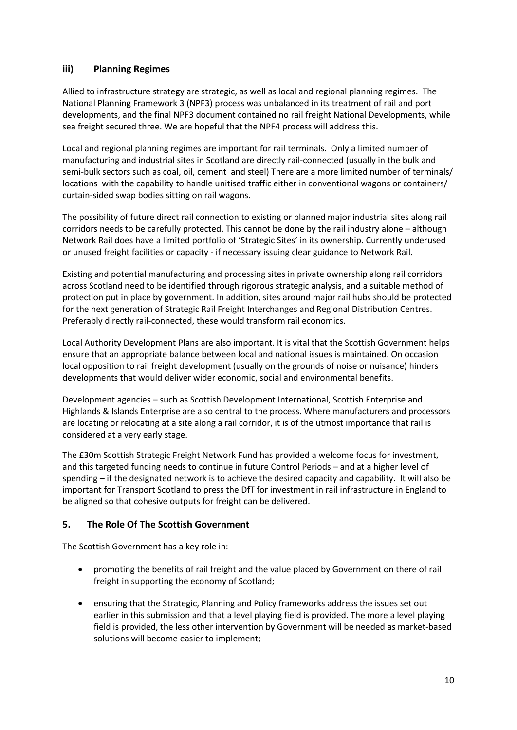### iii) Planning Regimes

Allied to infrastructure strategy are strategic, as well as local and regional planning regimes. The National Planning Framework 3 (NPF3) process was unbalanced in its treatment of rail and port developments, and the final NPF3 document contained no rail freight National Developments, while sea freight secured three. We are hopeful that the NPF4 process will address this.

Local and regional planning regimes are important for rail terminals. Only a limited number of manufacturing and industrial sites in Scotland are directly rail-connected (usually in the bulk and semi-bulk sectors such as coal, oil, cement and steel) There are a more limited number of terminals/ locations with the capability to handle unitised traffic either in conventional wagons or containers/ curtain-sided swap bodies sitting on rail wagons.

The possibility of future direct rail connection to existing or planned major industrial sites along rail corridors needs to be carefully protected. This cannot be done by the rail industry alone – although Network Rail does have a limited portfolio of 'Strategic Sites' in its ownership. Currently underused or unused freight facilities or capacity - if necessary issuing clear guidance to Network Rail.

Existing and potential manufacturing and processing sites in private ownership along rail corridors across Scotland need to be identified through rigorous strategic analysis, and a suitable method of protection put in place by government. In addition, sites around major rail hubs should be protected for the next generation of Strategic Rail Freight Interchanges and Regional Distribution Centres. Preferably directly rail-connected, these would transform rail economics.

Local Authority Development Plans are also important. It is vital that the Scottish Government helps ensure that an appropriate balance between local and national issues is maintained. On occasion local opposition to rail freight development (usually on the grounds of noise or nuisance) hinders developments that would deliver wider economic, social and environmental benefits.

Development agencies – such as Scottish Development International, Scottish Enterprise and Highlands & Islands Enterprise are also central to the process. Where manufacturers and processors are locating or relocating at a site along a rail corridor, it is of the utmost importance that rail is considered at a very early stage.

The £30m Scottish Strategic Freight Network Fund has provided a welcome focus for investment, and this targeted funding needs to continue in future Control Periods – and at a higher level of spending – if the designated network is to achieve the desired capacity and capability. It will also be important for Transport Scotland to press the DfT for investment in rail infrastructure in England to be aligned so that cohesive outputs for freight can be delivered.

## 5. The Role Of The Scottish Government

The Scottish Government has a key role in:

- promoting the benefits of rail freight and the value placed by Government on there of rail freight in supporting the economy of Scotland;
- ensuring that the Strategic, Planning and Policy frameworks address the issues set out earlier in this submission and that a level playing field is provided. The more a level playing field is provided, the less other intervention by Government will be needed as market-based solutions will become easier to implement;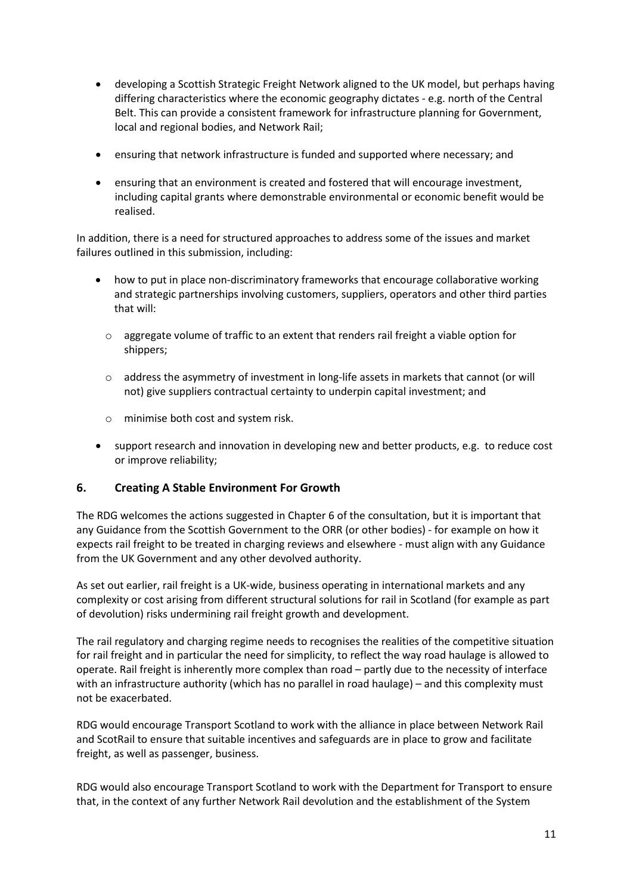- developing a Scottish Strategic Freight Network aligned to the UK model, but perhaps having differing characteristics where the economic geography dictates - e.g. north of the Central Belt. This can provide a consistent framework for infrastructure planning for Government, local and regional bodies, and Network Rail;
- ensuring that network infrastructure is funded and supported where necessary; and
- ensuring that an environment is created and fostered that will encourage investment, including capital grants where demonstrable environmental or economic benefit would be realised.

In addition, there is a need for structured approaches to address some of the issues and market failures outlined in this submission, including:

- how to put in place non-discriminatory frameworks that encourage collaborative working and strategic partnerships involving customers, suppliers, operators and other third parties that will:
  - aggregate volume of traffic to an extent that renders rail freight a viable option for shippers;
  - address the asymmetry of investment in long-life assets in markets that cannot (or will not) give suppliers contractual certainty to underpin capital investment; and
  - minimise both cost and system risk.
- support research and innovation in developing new and better products, e.g. to reduce cost or improve reliability;

## 6. Creating A Stable Environment For Growth

The RDG welcomes the actions suggested in Chapter 6 of the consultation, but it is important that any Guidance from the Scottish Government to the ORR (or other bodies) - for example on how it expects rail freight to be treated in charging reviews and elsewhere - must align with any Guidance from the UK Government and any other devolved authority.

As set out earlier, rail freight is a UK-wide, business operating in international markets and any complexity or cost arising from different structural solutions for rail in Scotland (for example as part of devolution) risks undermining rail freight growth and development.

The rail regulatory and charging regime needs to recognises the realities of the competitive situation for rail freight and in particular the need for simplicity, to reflect the way road haulage is allowed to operate. Rail freight is inherently more complex than road – partly due to the necessity of interface with an infrastructure authority (which has no parallel in road haulage) – and this complexity must not be exacerbated.

RDG would encourage Transport Scotland to work with the alliance in place between Network Rail and ScotRail to ensure that suitable incentives and safeguards are in place to grow and facilitate freight, as well as passenger, business.

RDG would also encourage Transport Scotland to work with the Department for Transport to ensure that, in the context of any further Network Rail devolution and the establishment of the System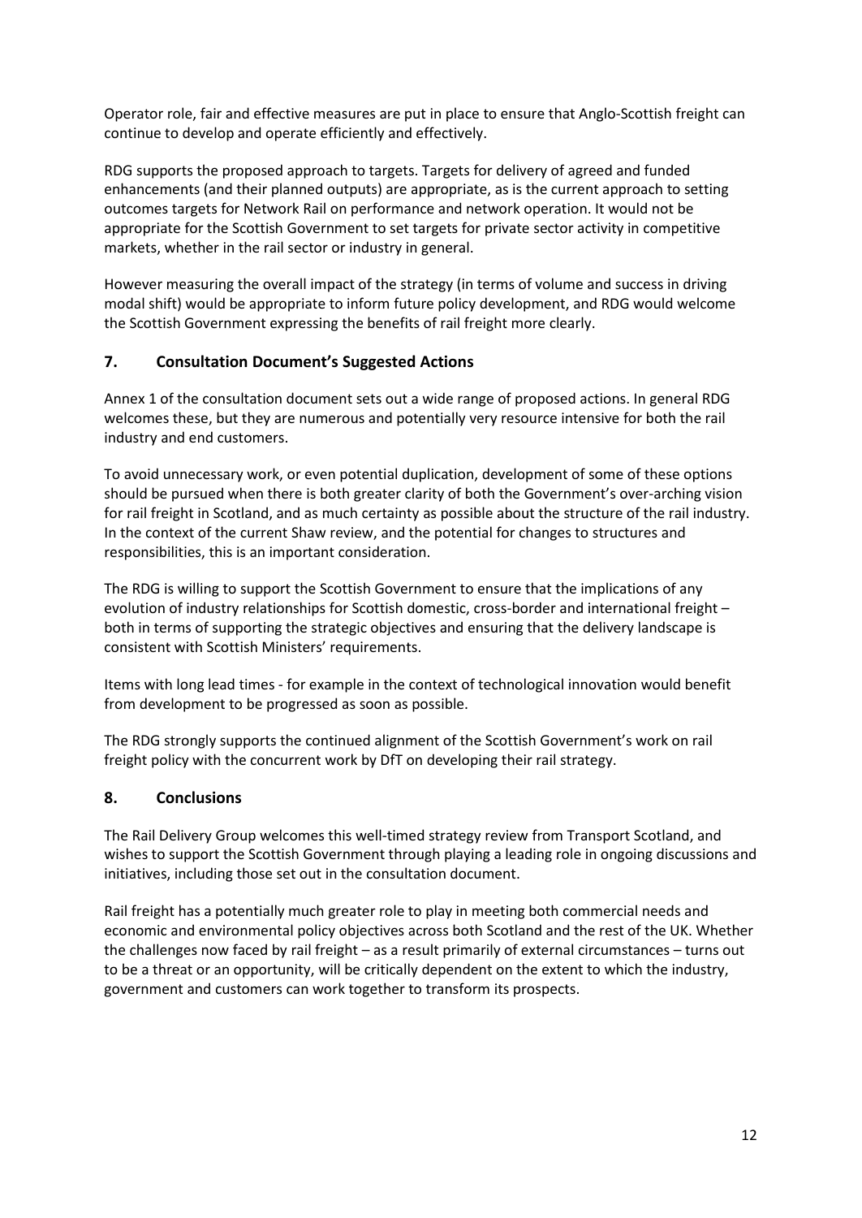Operator role, fair and effective measures are put in place to ensure that Anglo-Scottish freight can continue to develop and operate efficiently and effectively.

RDG supports the proposed approach to targets. Targets for delivery of agreed and funded enhancements (and their planned outputs) are appropriate, as is the current approach to setting outcomes targets for Network Rail on performance and network operation. It would not be appropriate for the Scottish Government to set targets for private sector activity in competitive markets, whether in the rail sector or industry in general.

However measuring the overall impact of the strategy (in terms of volume and success in driving modal shift) would be appropriate to inform future policy development, and RDG would welcome the Scottish Government expressing the benefits of rail freight more clearly.

## 7. Consultation Document's Suggested Actions

Annex 1 of the consultation document sets out a wide range of proposed actions. In general RDG welcomes these, but they are numerous and potentially very resource intensive for both the rail industry and end customers.

To avoid unnecessary work, or even potential duplication, development of some of these options should be pursued when there is both greater clarity of both the Government's over-arching vision for rail freight in Scotland, and as much certainty as possible about the structure of the rail industry. In the context of the current Shaw review, and the potential for changes to structures and responsibilities, this is an important consideration.

The RDG is willing to support the Scottish Government to ensure that the implications of any evolution of industry relationships for Scottish domestic, cross-border and international freight – both in terms of supporting the strategic objectives and ensuring that the delivery landscape is consistent with Scottish Ministers' requirements.

Items with long lead times - for example in the context of technological innovation would benefit from development to be progressed as soon as possible.

The RDG strongly supports the continued alignment of the Scottish Government's work on rail freight policy with the concurrent work by DfT on developing their rail strategy.

## 8. Conclusions

The Rail Delivery Group welcomes this well-timed strategy review from Transport Scotland, and wishes to support the Scottish Government through playing a leading role in ongoing discussions and initiatives, including those set out in the consultation document.

Rail freight has a potentially much greater role to play in meeting both commercial needs and economic and environmental policy objectives across both Scotland and the rest of the UK. Whether the challenges now faced by rail freight – as a result primarily of external circumstances – turns out to be a threat or an opportunity, will be critically dependent on the extent to which the industry, government and customers can work together to transform its prospects.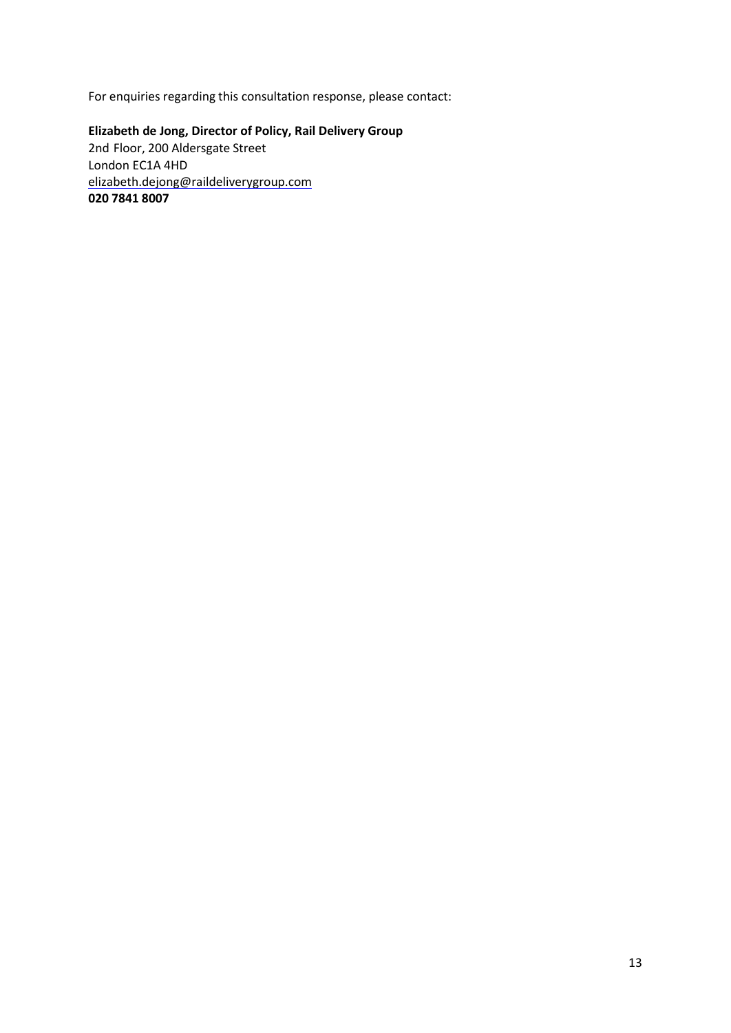For enquiries regarding this consultation response, please contact:

**Elizabeth de Jong, Director of Policy, Rail Delivery Group**
2nd Floor, 200 Aldersgate Street
London EC1A 4HD
elizabeth.dejong@raildeliverygroup.com
**020 7841 8007**